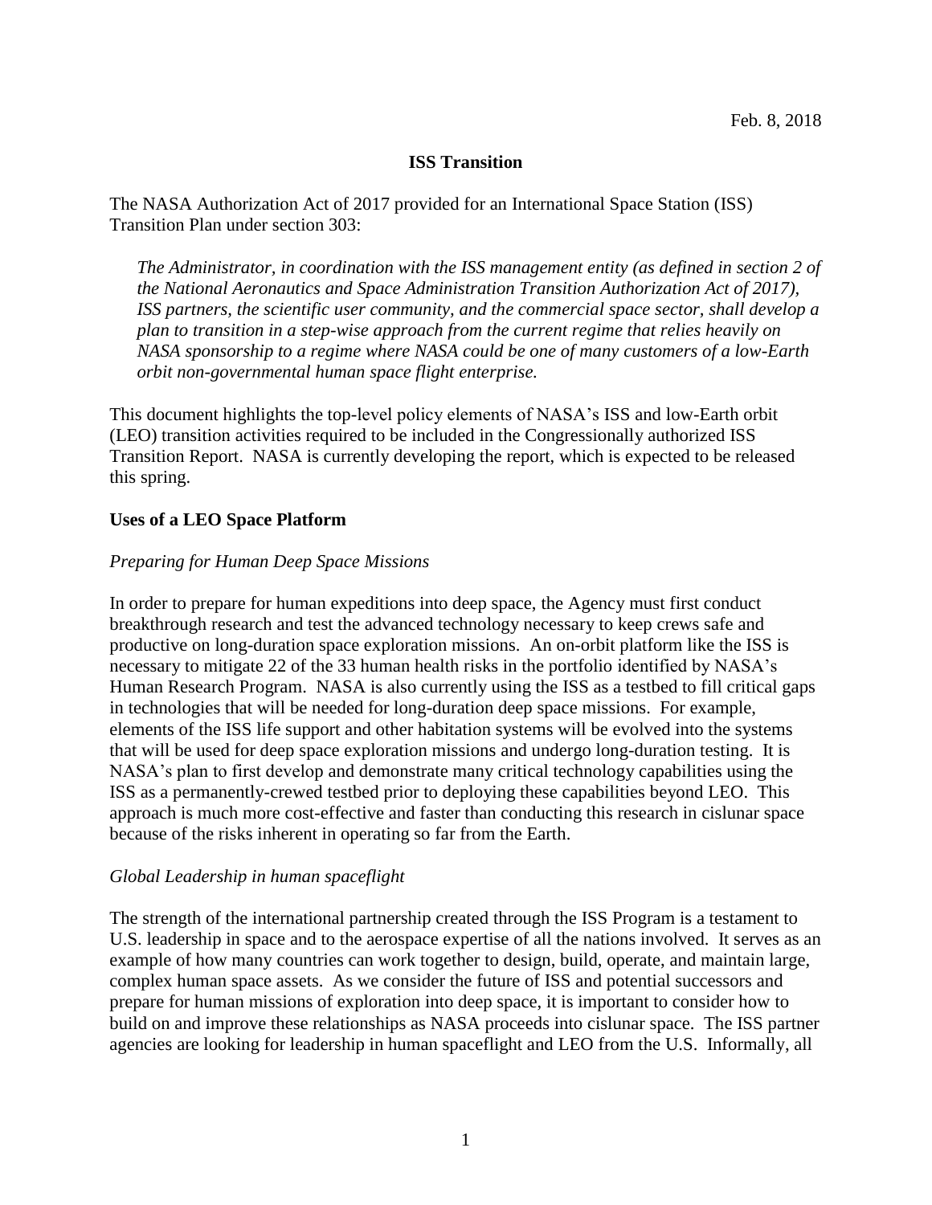Feb. 8, 2018

# ISS Transition

The NASA Authorization Act of 2017 provided for an International Space Station (ISS) Transition Plan under section 303:

> *The Administrator, in coordination with the ISS management entity (as defined in section 2 of the National Aeronautics and Space Administration Transition Authorization Act of 2017), ISS partners, the scientific user community, and the commercial space sector, shall develop a plan to transition in a step-wise approach from the current regime that relies heavily on NASA sponsorship to a regime where NASA could be one of many customers of a low-Earth orbit non-governmental human space flight enterprise.*

This document highlights the top-level policy elements of NASA's ISS and low-Earth orbit (LEO) transition activities required to be included in the Congressionally authorized ISS Transition Report. NASA is currently developing the report, which is expected to be released this spring.

## Uses of a LEO Space Platform

### *Preparing for Human Deep Space Missions*

In order to prepare for human expeditions into deep space, the Agency must first conduct breakthrough research and test the advanced technology necessary to keep crews safe and productive on long-duration space exploration missions. An on-orbit platform like the ISS is necessary to mitigate 22 of the 33 human health risks in the portfolio identified by NASA's Human Research Program. NASA is also currently using the ISS as a testbed to fill critical gaps in technologies that will be needed for long-duration deep space missions. For example, elements of the ISS life support and other habitation systems will be evolved into the systems that will be used for deep space exploration missions and undergo long-duration testing. It is NASA's plan to first develop and demonstrate many critical technology capabilities using the ISS as a permanently-crewed testbed prior to deploying these capabilities beyond LEO. This approach is much more cost-effective and faster than conducting this research in cislunar space because of the risks inherent in operating so far from the Earth.

### *Global Leadership in human spaceflight*

The strength of the international partnership created through the ISS Program is a testament to U.S. leadership in space and to the aerospace expertise of all the nations involved. It serves as an example of how many countries can work together to design, build, operate, and maintain large, complex human space assets. As we consider the future of ISS and potential successors and prepare for human missions of exploration into deep space, it is important to consider how to build on and improve these relationships as NASA proceeds into cislunar space. The ISS partner agencies are looking for leadership in human spaceflight and LEO from the U.S. Informally, all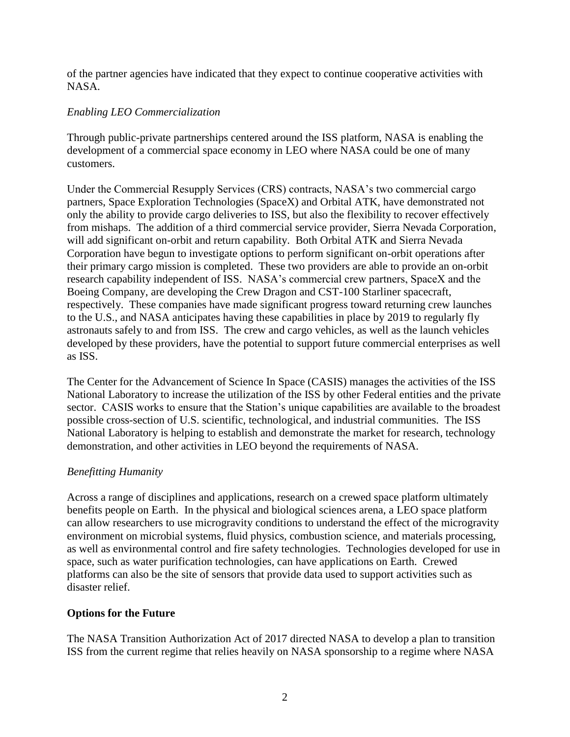of the partner agencies have indicated that they expect to continue cooperative activities with NASA.

*Enabling LEO Commercialization*

Through public-private partnerships centered around the ISS platform, NASA is enabling the development of a commercial space economy in LEO where NASA could be one of many customers.

Under the Commercial Resupply Services (CRS) contracts, NASA's two commercial cargo partners, Space Exploration Technologies (SpaceX) and Orbital ATK, have demonstrated not only the ability to provide cargo deliveries to ISS, but also the flexibility to recover effectively from mishaps. The addition of a third commercial service provider, Sierra Nevada Corporation, will add significant on-orbit and return capability. Both Orbital ATK and Sierra Nevada Corporation have begun to investigate options to perform significant on-orbit operations after their primary cargo mission is completed. These two providers are able to provide an on-orbit research capability independent of ISS. NASA's commercial crew partners, SpaceX and the Boeing Company, are developing the Crew Dragon and CST-100 Starliner spacecraft, respectively. These companies have made significant progress toward returning crew launches to the U.S., and NASA anticipates having these capabilities in place by 2019 to regularly fly astronauts safely to and from ISS. The crew and cargo vehicles, as well as the launch vehicles developed by these providers, have the potential to support future commercial enterprises as well as ISS.

The Center for the Advancement of Science In Space (CASIS) manages the activities of the ISS National Laboratory to increase the utilization of the ISS by other Federal entities and the private sector. CASIS works to ensure that the Station's unique capabilities are available to the broadest possible cross-section of U.S. scientific, technological, and industrial communities. The ISS National Laboratory is helping to establish and demonstrate the market for research, technology demonstration, and other activities in LEO beyond the requirements of NASA.

*Benefitting Humanity*

Across a range of disciplines and applications, research on a crewed space platform ultimately benefits people on Earth. In the physical and biological sciences arena, a LEO space platform can allow researchers to use microgravity conditions to understand the effect of the microgravity environment on microbial systems, fluid physics, combustion science, and materials processing, as well as environmental control and fire safety technologies. Technologies developed for use in space, such as water purification technologies, can have applications on Earth. Crewed platforms can also be the site of sensors that provide data used to support activities such as disaster relief.

**Options for the Future**

The NASA Transition Authorization Act of 2017 directed NASA to develop a plan to transition ISS from the current regime that relies heavily on NASA sponsorship to a regime where NASA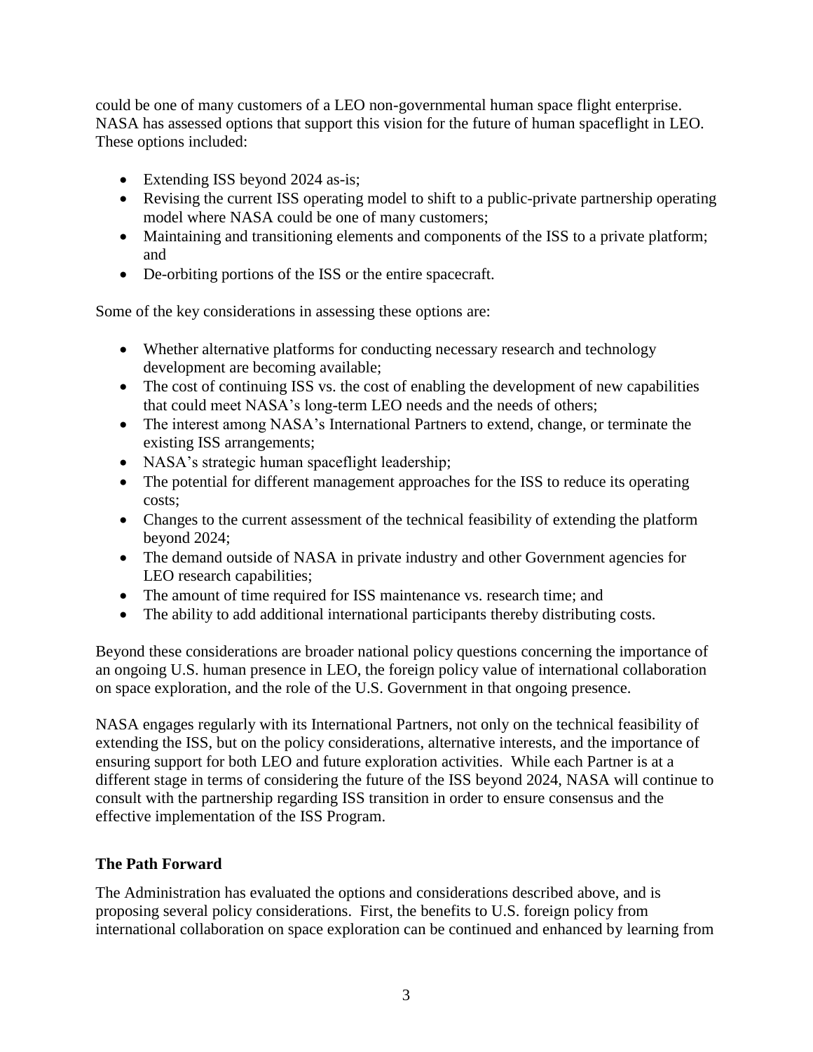could be one of many customers of a LEO non-governmental human space flight enterprise. NASA has assessed options that support this vision for the future of human spaceflight in LEO. These options included:

- Extending ISS beyond 2024 as-is;
- Revising the current ISS operating model to shift to a public-private partnership operating model where NASA could be one of many customers;
- Maintaining and transitioning elements and components of the ISS to a private platform; and
- De-orbiting portions of the ISS or the entire spacecraft.

Some of the key considerations in assessing these options are:

- Whether alternative platforms for conducting necessary research and technology development are becoming available;
- The cost of continuing ISS vs. the cost of enabling the development of new capabilities that could meet NASA's long-term LEO needs and the needs of others;
- The interest among NASA's International Partners to extend, change, or terminate the existing ISS arrangements;
- NASA's strategic human spaceflight leadership;
- The potential for different management approaches for the ISS to reduce its operating costs;
- Changes to the current assessment of the technical feasibility of extending the platform beyond 2024;
- The demand outside of NASA in private industry and other Government agencies for LEO research capabilities;
- The amount of time required for ISS maintenance vs. research time; and
- The ability to add additional international participants thereby distributing costs.

Beyond these considerations are broader national policy questions concerning the importance of an ongoing U.S. human presence in LEO, the foreign policy value of international collaboration on space exploration, and the role of the U.S. Government in that ongoing presence.

NASA engages regularly with its International Partners, not only on the technical feasibility of extending the ISS, but on the policy considerations, alternative interests, and the importance of ensuring support for both LEO and future exploration activities. While each Partner is at a different stage in terms of considering the future of the ISS beyond 2024, NASA will continue to consult with the partnership regarding ISS transition in order to ensure consensus and the effective implementation of the ISS Program.

## The Path Forward

The Administration has evaluated the options and considerations described above, and is proposing several policy considerations. First, the benefits to U.S. foreign policy from international collaboration on space exploration can be continued and enhanced by learning from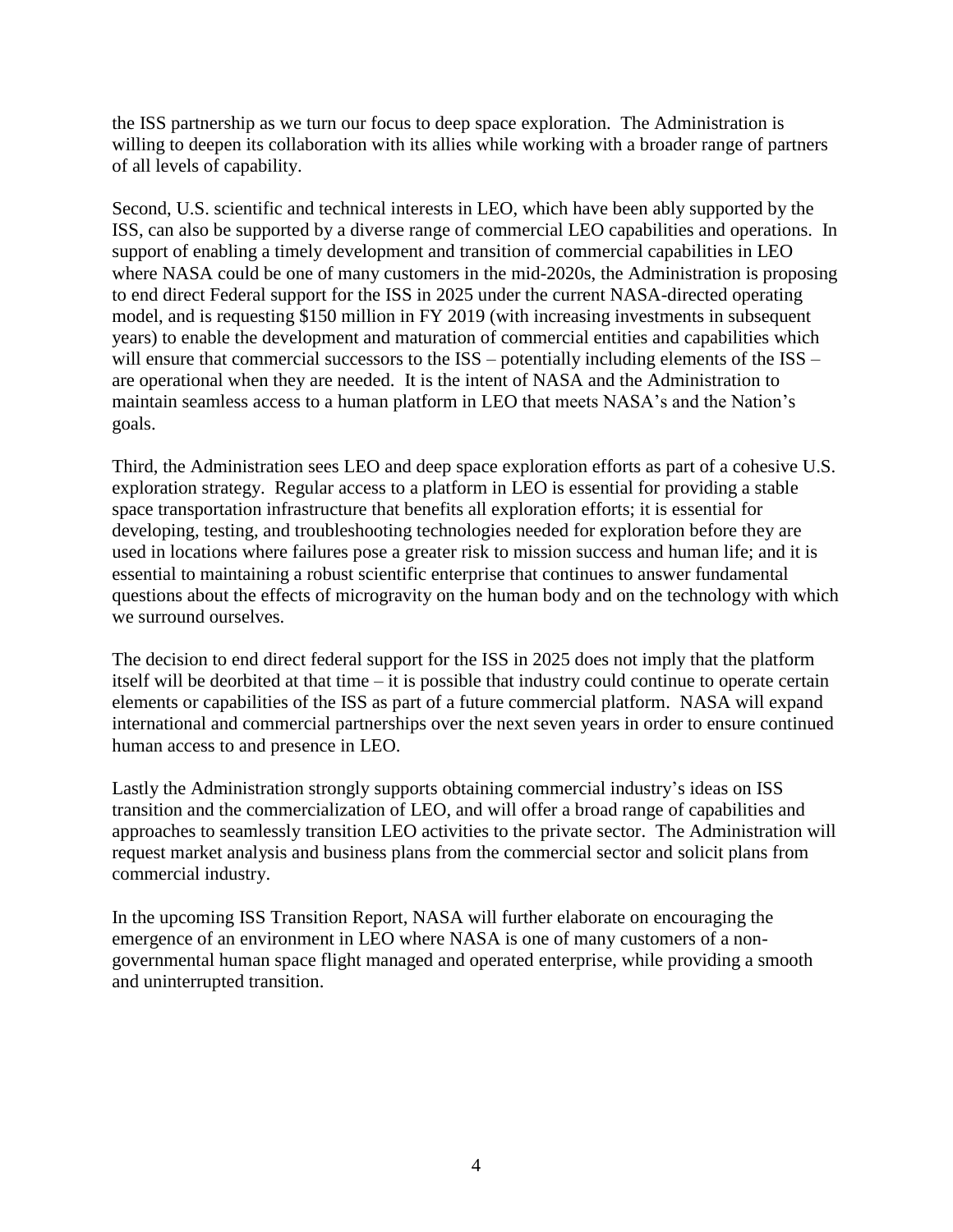the ISS partnership as we turn our focus to deep space exploration. The Administration is willing to deepen its collaboration with its allies while working with a broader range of partners of all levels of capability.

Second, U.S. scientific and technical interests in LEO, which have been ably supported by the ISS, can also be supported by a diverse range of commercial LEO capabilities and operations. In support of enabling a timely development and transition of commercial capabilities in LEO where NASA could be one of many customers in the mid-2020s, the Administration is proposing to end direct Federal support for the ISS in 2025 under the current NASA-directed operating model, and is requesting $150 million in FY 2019 (with increasing investments in subsequent years) to enable the development and maturation of commercial entities and capabilities which will ensure that commercial successors to the ISS – potentially including elements of the ISS – are operational when they are needed. It is the intent of NASA and the Administration to maintain seamless access to a human platform in LEO that meets NASA's and the Nation's goals.

Third, the Administration sees LEO and deep space exploration efforts as part of a cohesive U.S. exploration strategy. Regular access to a platform in LEO is essential for providing a stable space transportation infrastructure that benefits all exploration efforts; it is essential for developing, testing, and troubleshooting technologies needed for exploration before they are used in locations where failures pose a greater risk to mission success and human life; and it is essential to maintaining a robust scientific enterprise that continues to answer fundamental questions about the effects of microgravity on the human body and on the technology with which we surround ourselves.

The decision to end direct federal support for the ISS in 2025 does not imply that the platform itself will be deorbited at that time – it is possible that industry could continue to operate certain elements or capabilities of the ISS as part of a future commercial platform. NASA will expand international and commercial partnerships over the next seven years in order to ensure continued human access to and presence in LEO.

Lastly the Administration strongly supports obtaining commercial industry's ideas on ISS transition and the commercialization of LEO, and will offer a broad range of capabilities and approaches to seamlessly transition LEO activities to the private sector. The Administration will request market analysis and business plans from the commercial sector and solicit plans from commercial industry.

In the upcoming ISS Transition Report, NASA will further elaborate on encouraging the emergence of an environment in LEO where NASA is one of many customers of a non-governmental human space flight managed and operated enterprise, while providing a smooth and uninterrupted transition.